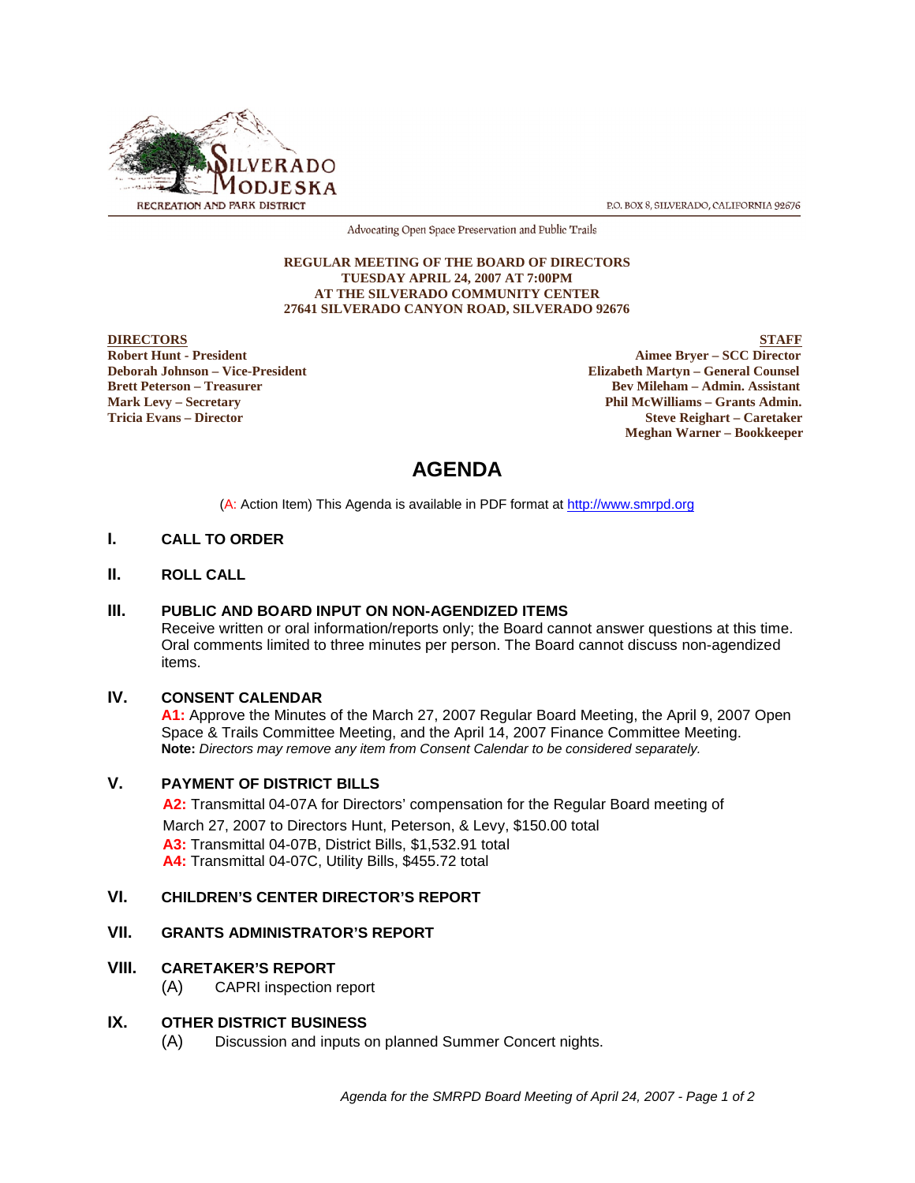SILVERADO MODJESKA
RECREATION AND PARK DISTRICT

P.O. BOX 8, SILVERADO, CALIFORNIA 92676

Advocating Open Space Preservation and Public Trails

**REGULAR MEETING OF THE BOARD OF DIRECTORS**
**TUESDAY APRIL 24, 2007 AT 7:00PM**
**AT THE SILVERADO COMMUNITY CENTER**
**27641 SILVERADO CANYON ROAD, SILVERADO 92676**

**DIRECTORS**
**Robert Hunt - President**
**Deborah Johnson – Vice-President**
**Brett Peterson – Treasurer**
**Mark Levy – Secretary**
**Tricia Evans – Director**

**STAFF**
**Aimee Bryer – SCC Director**
**Elizabeth Martyn – General Counsel**
**Bev Mileham – Admin. Assistant**
**Phil McWilliams – Grants Admin.**
**Steve Reighart – Caretaker**
**Meghan Warner – Bookkeeper**

# AGENDA

(A: Action Item) This Agenda is available in PDF format at http://www.smrpd.org

## I. CALL TO ORDER

## II. ROLL CALL

## III. PUBLIC AND BOARD INPUT ON NON-AGENDIZED ITEMS

Receive written or oral information/reports only; the Board cannot answer questions at this time. Oral comments limited to three minutes per person. The Board cannot discuss non-agendized items.

## IV. CONSENT CALENDAR

**A1:** Approve the Minutes of the March 27, 2007 Regular Board Meeting, the April 9, 2007 Open Space & Trails Committee Meeting, and the April 14, 2007 Finance Committee Meeting.
**Note:** *Directors may remove any item from Consent Calendar to be considered separately.*

## V. PAYMENT OF DISTRICT BILLS

**A2:** Transmittal 04-07A for Directors' compensation for the Regular Board meeting of March 27, 2007 to Directors Hunt, Peterson, & Levy, $150.00 total
**A3:** Transmittal 04-07B, District Bills, $1,532.91 total
**A4:** Transmittal 04-07C, Utility Bills, $455.72 total

## VI. CHILDREN'S CENTER DIRECTOR'S REPORT

## VII. GRANTS ADMINISTRATOR'S REPORT

## VIII. CARETAKER'S REPORT

(A) CAPRI inspection report

## IX. OTHER DISTRICT BUSINESS

(A) Discussion and inputs on planned Summer Concert nights.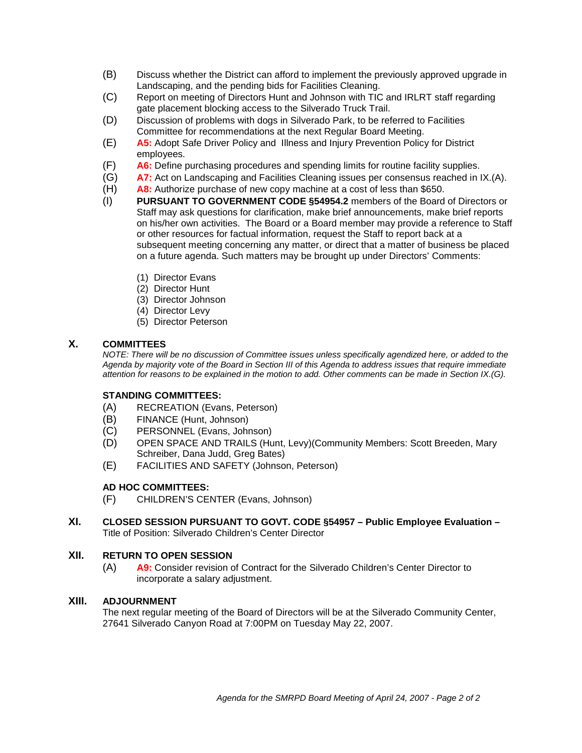(B) Discuss whether the District can afford to implement the previously approved upgrade in Landscaping, and the pending bids for Facilities Cleaning.

(C) Report on meeting of Directors Hunt and Johnson with TIC and IRLRT staff regarding gate placement blocking access to the Silverado Truck Trail.

(D) Discussion of problems with dogs in Silverado Park, to be referred to Facilities Committee for recommendations at the next Regular Board Meeting.

(E) **A5:** Adopt Safe Driver Policy and Illness and Injury Prevention Policy for District employees.

(F) **A6:** Define purchasing procedures and spending limits for routine facility supplies.

(G) **A7:** Act on Landscaping and Facilities Cleaning issues per consensus reached in IX.(A).

(H) **A8:** Authorize purchase of new copy machine at a cost of less than $650.

(I) **PURSUANT TO GOVERNMENT CODE §54954.2** members of the Board of Directors or Staff may ask questions for clarification, make brief announcements, make brief reports on his/her own activities. The Board or a Board member may provide a reference to Staff or other resources for factual information, request the Staff to report back at a subsequent meeting concerning any matter, or direct that a matter of business be placed on a future agenda. Such matters may be brought up under Directors' Comments:

(1) Director Evans
(2) Director Hunt
(3) Director Johnson
(4) Director Levy
(5) Director Peterson

## X. COMMITTEES

*NOTE: There will be no discussion of Committee issues unless specifically agendized here, or added to the Agenda by majority vote of the Board in Section III of this Agenda to address issues that require immediate attention for reasons to be explained in the motion to add. Other comments can be made in Section IX.(G).*

**STANDING COMMITTEES:**

(A) RECREATION (Evans, Peterson)
(B) FINANCE (Hunt, Johnson)
(C) PERSONNEL (Evans, Johnson)
(D) OPEN SPACE AND TRAILS (Hunt, Levy)(Community Members: Scott Breeden, Mary Schreiber, Dana Judd, Greg Bates)
(E) FACILITIES AND SAFETY (Johnson, Peterson)

**AD HOC COMMITTEES:**

(F) CHILDREN'S CENTER (Evans, Johnson)

## XI. CLOSED SESSION PURSUANT TO GOVT. CODE §54957 – Public Employee Evaluation –

Title of Position: Silverado Children's Center Director

## XII. RETURN TO OPEN SESSION

(A) **A9:** Consider revision of Contract for the Silverado Children's Center Director to incorporate a salary adjustment.

## XIII. ADJOURNMENT

The next regular meeting of the Board of Directors will be at the Silverado Community Center, 27641 Silverado Canyon Road at 7:00PM on Tuesday May 22, 2007.